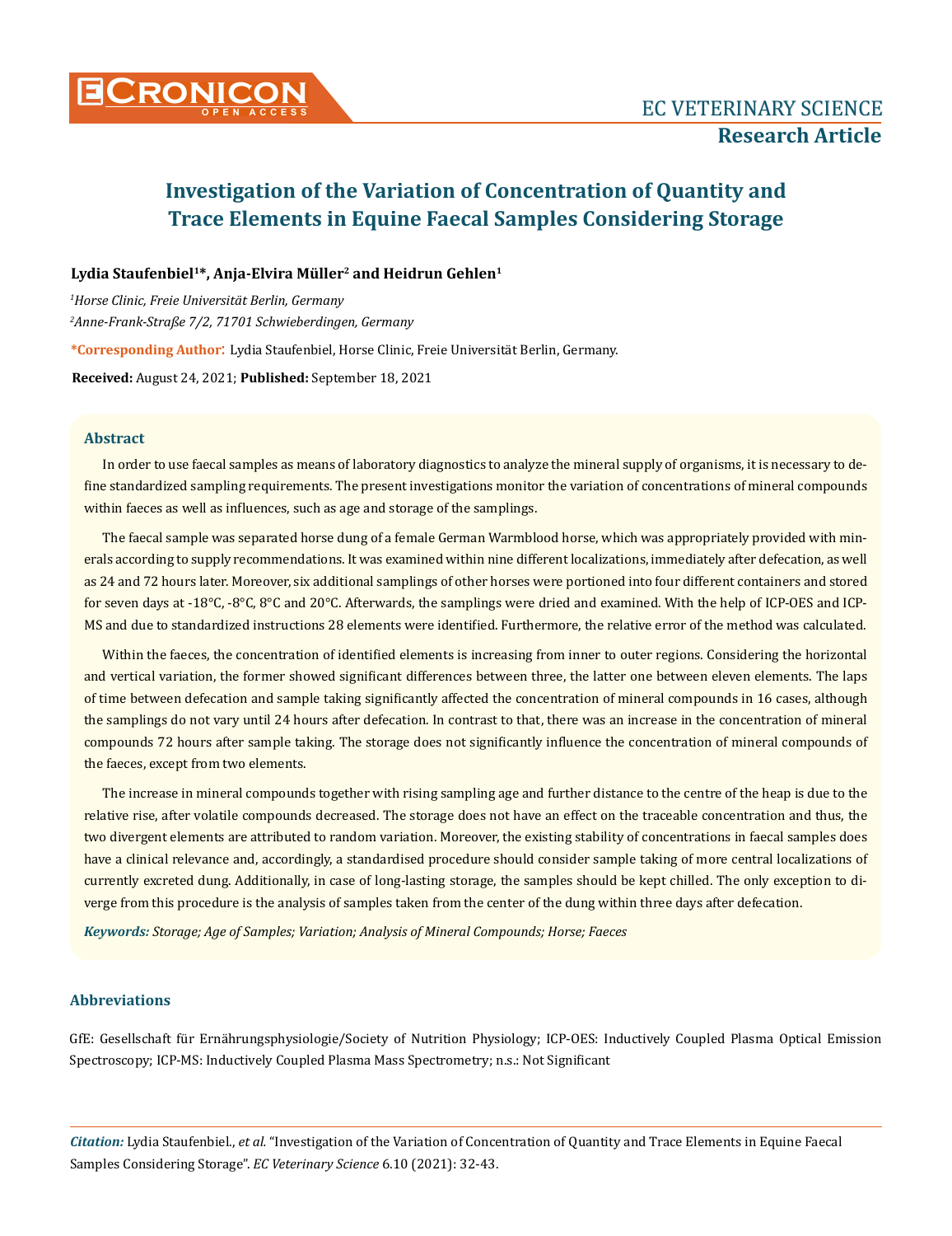# Investigation of the Variation of Concentration of Quantity and Trace Elements in Equine Faecal Samples Considering Storage

**Lydia Staufenbiel[1]\*, Anja-Elvira Müller[2] and Heidrun Gehlen[1]**

[1]*Horse Clinic, Freie Universität Berlin, Germany*

[2]*Anne-Frank-Straße 7/2, 71701 Schwieberdingen, Germany*

**\*Corresponding Author:** Lydia Staufenbiel, Horse Clinic, Freie Universität Berlin, Germany.

**Received:** August 24, 2021; **Published:** September 18, 2021

## Abstract

In order to use faecal samples as means of laboratory diagnostics to analyze the mineral supply of organisms, it is necessary to define standardized sampling requirements. The present investigations monitor the variation of concentrations of mineral compounds within faeces as well as influences, such as age and storage of the samplings.

The faecal sample was separated horse dung of a female German Warmblood horse, which was appropriately provided with minerals according to supply recommendations. It was examined within nine different localizations, immediately after defecation, as well as 24 and 72 hours later. Moreover, six additional samplings of other horses were portioned into four different containers and stored for seven days at -18°C, -8°C, 8°C and 20°C. Afterwards, the samplings were dried and examined. With the help of ICP-OES and ICP-MS and due to standardized instructions 28 elements were identified. Furthermore, the relative error of the method was calculated.

Within the faeces, the concentration of identified elements is increasing from inner to outer regions. Considering the horizontal and vertical variation, the former showed significant differences between three, the latter one between eleven elements. The laps of time between defecation and sample taking significantly affected the concentration of mineral compounds in 16 cases, although the samplings do not vary until 24 hours after defecation. In contrast to that, there was an increase in the concentration of mineral compounds 72 hours after sample taking. The storage does not significantly influence the concentration of mineral compounds of the faeces, except from two elements.

The increase in mineral compounds together with rising sampling age and further distance to the centre of the heap is due to the relative rise, after volatile compounds decreased. The storage does not have an effect on the traceable concentration and thus, the two divergent elements are attributed to random variation. Moreover, the existing stability of concentrations in faecal samples does have a clinical relevance and, accordingly, a standardised procedure should consider sample taking of more central localizations of currently excreted dung. Additionally, in case of long-lasting storage, the samples should be kept chilled. The only exception to diverge from this procedure is the analysis of samples taken from the center of the dung within three days after defecation.

***Keywords:*** *Storage; Age of Samples; Variation; Analysis of Mineral Compounds; Horse; Faeces*

## Abbreviations

GfE: Gesellschaft für Ernährungsphysiologie/Society of Nutrition Physiology; ICP-OES: Inductively Coupled Plasma Optical Emission Spectroscopy; ICP-MS: Inductively Coupled Plasma Mass Spectrometry; n.s.: Not Significant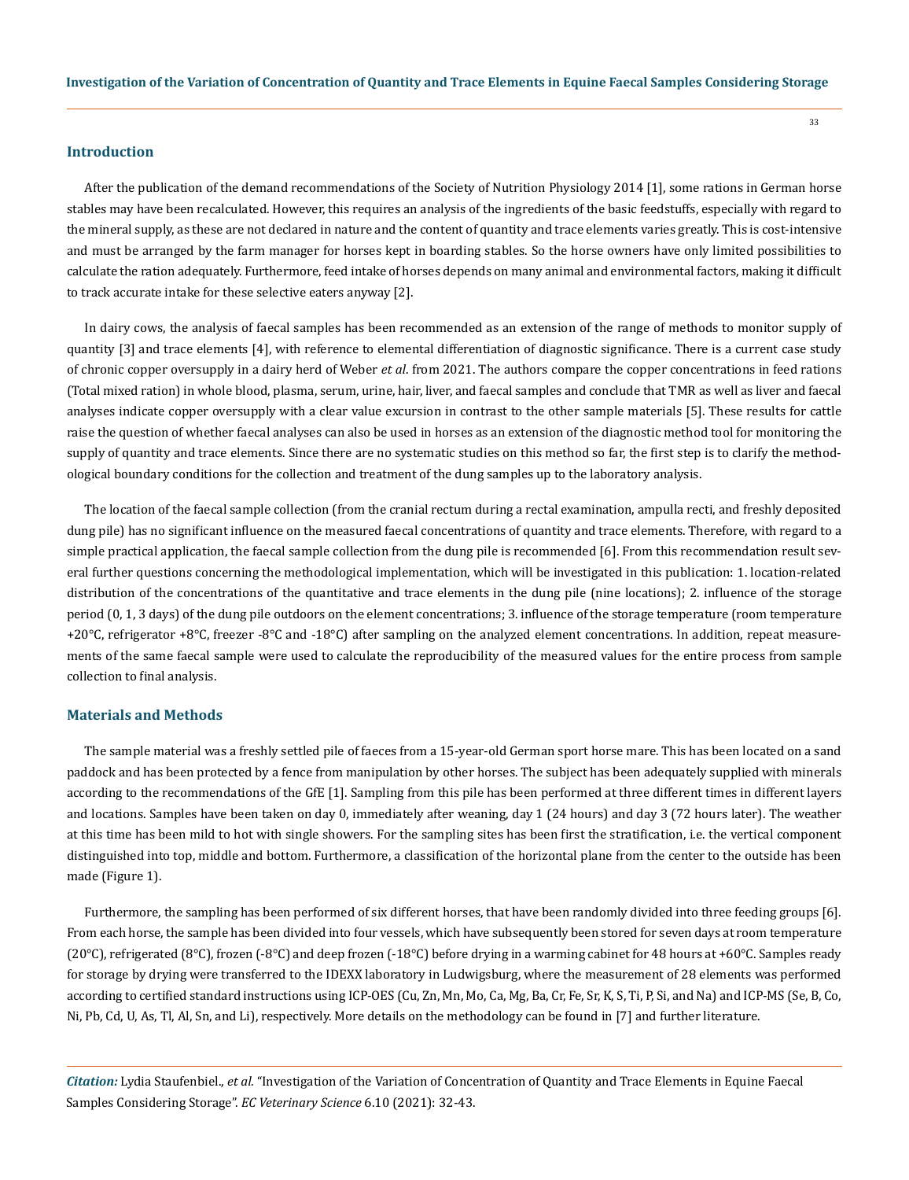## Introduction

After the publication of the demand recommendations of the Society of Nutrition Physiology 2014 [1], some rations in German horse stables may have been recalculated. However, this requires an analysis of the ingredients of the basic feedstuffs, especially with regard to the mineral supply, as these are not declared in nature and the content of quantity and trace elements varies greatly. This is cost-intensive and must be arranged by the farm manager for horses kept in boarding stables. So the horse owners have only limited possibilities to calculate the ration adequately. Furthermore, feed intake of horses depends on many animal and environmental factors, making it difficult to track accurate intake for these selective eaters anyway [2].

In dairy cows, the analysis of faecal samples has been recommended as an extension of the range of methods to monitor supply of quantity [3] and trace elements [4], with reference to elemental differentiation of diagnostic significance. There is a current case study of chronic copper oversupply in a dairy herd of Weber *et al*. from 2021. The authors compare the copper concentrations in feed rations (Total mixed ration) in whole blood, plasma, serum, urine, hair, liver, and faecal samples and conclude that TMR as well as liver and faecal analyses indicate copper oversupply with a clear value excursion in contrast to the other sample materials [5]. These results for cattle raise the question of whether faecal analyses can also be used in horses as an extension of the diagnostic method tool for monitoring the supply of quantity and trace elements. Since there are no systematic studies on this method so far, the first step is to clarify the methodological boundary conditions for the collection and treatment of the dung samples up to the laboratory analysis.

The location of the faecal sample collection (from the cranial rectum during a rectal examination, ampulla recti, and freshly deposited dung pile) has no significant influence on the measured faecal concentrations of quantity and trace elements. Therefore, with regard to a simple practical application, the faecal sample collection from the dung pile is recommended [6]. From this recommendation result several further questions concerning the methodological implementation, which will be investigated in this publication: 1. location-related distribution of the concentrations of the quantitative and trace elements in the dung pile (nine locations); 2. influence of the storage period (0, 1, 3 days) of the dung pile outdoors on the element concentrations; 3. influence of the storage temperature (room temperature +20°C, refrigerator +8°C, freezer -8°C and -18°C) after sampling on the analyzed element concentrations. In addition, repeat measurements of the same faecal sample were used to calculate the reproducibility of the measured values for the entire process from sample collection to final analysis.

## Materials and Methods

The sample material was a freshly settled pile of faeces from a 15-year-old German sport horse mare. This has been located on a sand paddock and has been protected by a fence from manipulation by other horses. The subject has been adequately supplied with minerals according to the recommendations of the GfE [1]. Sampling from this pile has been performed at three different times in different layers and locations. Samples have been taken on day 0, immediately after weaning, day 1 (24 hours) and day 3 (72 hours later). The weather at this time has been mild to hot with single showers. For the sampling sites has been first the stratification, i.e. the vertical component distinguished into top, middle and bottom. Furthermore, a classification of the horizontal plane from the center to the outside has been made (Figure 1).

Furthermore, the sampling has been performed of six different horses, that have been randomly divided into three feeding groups [6]. From each horse, the sample has been divided into four vessels, which have subsequently been stored for seven days at room temperature (20°C), refrigerated (8°C), frozen (-8°C) and deep frozen (-18°C) before drying in a warming cabinet for 48 hours at +60°C. Samples ready for storage by drying were transferred to the IDEXX laboratory in Ludwigsburg, where the measurement of 28 elements was performed according to certified standard instructions using ICP-OES (Cu, Zn, Mn, Mo, Ca, Mg, Ba, Cr, Fe, Sr, K, S, Ti, P, Si, and Na) and ICP-MS (Se, B, Co, Ni, Pb, Cd, U, As, Tl, Al, Sn, and Li), respectively. More details on the methodology can be found in [7] and further literature.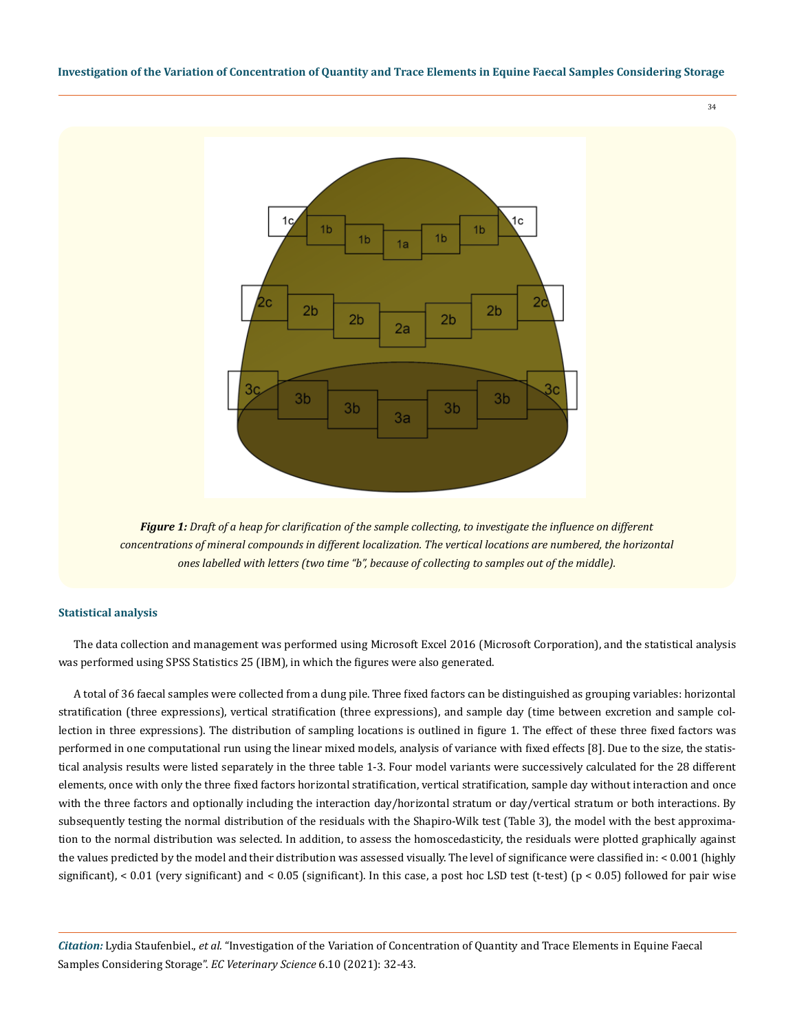*Figure 1: Draft of a heap for clarification of the sample collecting, to investigate the influence on different concentrations of mineral compounds in different localization. The vertical locations are numbered, the horizontal ones labelled with letters (two time "b", because of collecting to samples out of the middle).*

### Statistical analysis

The data collection and management was performed using Microsoft Excel 2016 (Microsoft Corporation), and the statistical analysis was performed using SPSS Statistics 25 (IBM), in which the figures were also generated.

A total of 36 faecal samples were collected from a dung pile. Three fixed factors can be distinguished as grouping variables: horizontal stratification (three expressions), vertical stratification (three expressions), and sample day (time between excretion and sample collection in three expressions). The distribution of sampling locations is outlined in figure 1. The effect of these three fixed factors was performed in one computational run using the linear mixed models, analysis of variance with fixed effects [8]. Due to the size, the statistical analysis results were listed separately in the three table 1-3. Four model variants were successively calculated for the 28 different elements, once with only the three fixed factors horizontal stratification, vertical stratification, sample day without interaction and once with the three factors and optionally including the interaction day/horizontal stratum or day/vertical stratum or both interactions. By subsequently testing the normal distribution of the residuals with the Shapiro-Wilk test (Table 3), the model with the best approximation to the normal distribution was selected. In addition, to assess the homoscedasticity, the residuals were plotted graphically against the values predicted by the model and their distribution was assessed visually. The level of significance were classified in: < 0.001 (highly significant), < 0.01 (very significant) and < 0.05 (significant). In this case, a post hoc LSD test (t-test) ($p < 0.05$) followed for pair wise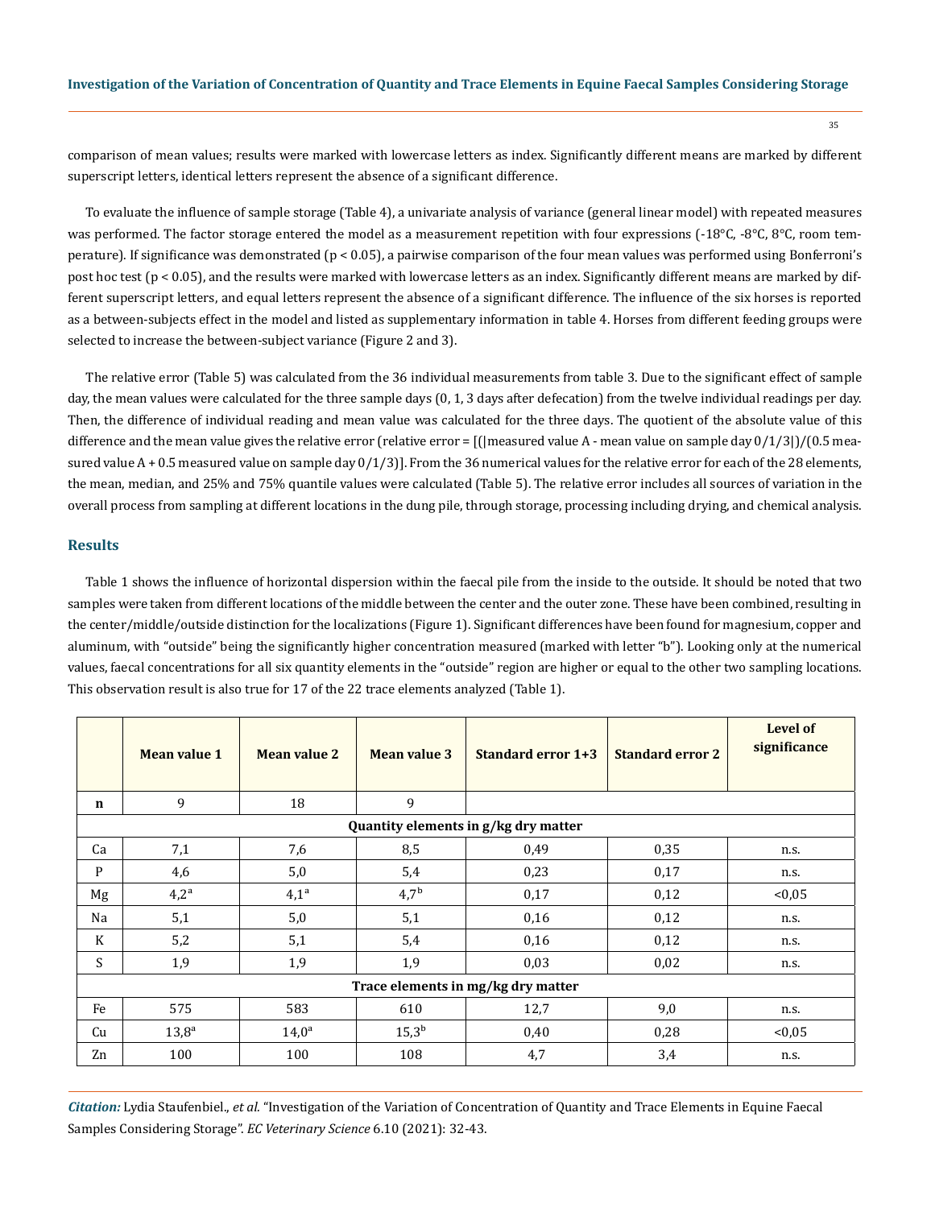comparison of mean values; results were marked with lowercase letters as index. Significantly different means are marked by different superscript letters, identical letters represent the absence of a significant difference.

To evaluate the influence of sample storage (Table 4), a univariate analysis of variance (general linear model) with repeated measures was performed. The factor storage entered the model as a measurement repetition with four expressions (-18°C, -8°C, 8°C, room temperature). If significance was demonstrated ($p < 0.05$), a pairwise comparison of the four mean values was performed using Bonferroni's post hoc test ($p < 0.05$), and the results were marked with lowercase letters as an index. Significantly different means are marked by different superscript letters, and equal letters represent the absence of a significant difference. The influence of the six horses is reported as a between-subjects effect in the model and listed as supplementary information in table 4. Horses from different feeding groups were selected to increase the between-subject variance (Figure 2 and 3).

The relative error (Table 5) was calculated from the 36 individual measurements from table 3. Due to the significant effect of sample day, the mean values were calculated for the three sample days (0, 1, 3 days after defecation) from the twelve individual readings per day. Then, the difference of individual reading and mean value was calculated for the three days. The quotient of the absolute value of this difference and the mean value gives the relative error (relative error = [(|measured value A - mean value on sample day 0/1/3|)/(0.5 measured value A + 0.5 measured value on sample day 0/1/3)]. From the 36 numerical values for the relative error for each of the 28 elements, the mean, median, and 25% and 75% quantile values were calculated (Table 5). The relative error includes all sources of variation in the overall process from sampling at different locations in the dung pile, through storage, processing including drying, and chemical analysis.

## Results

Table 1 shows the influence of horizontal dispersion within the faecal pile from the inside to the outside. It should be noted that two samples were taken from different locations of the middle between the center and the outer zone. These have been combined, resulting in the center/middle/outside distinction for the localizations (Figure 1). Significant differences have been found for magnesium, copper and aluminum, with "outside" being the significantly higher concentration measured (marked with letter "b"). Looking only at the numerical values, faecal concentrations for all six quantity elements in the "outside" region are higher or equal to the other two sampling locations. This observation result is also true for 17 of the 22 trace elements analyzed (Table 1).

| | Mean value 1 | Mean value 2 | Mean value 3 | Standard error 1+3 | Standard error 2 | Level of significance |
|---|---|---|---|---|---|---|
| n | 9 | 18 | 9 | | | |
| **Quantity elements in g/kg dry matter** | | | | | | |
| Ca | 7,1 | 7,6 | 8,5 | 0,49 | 0,35 | n.s. |
| P | 4,6 | 5,0 | 5,4 | 0,23 | 0,17 | n.s. |
| Mg | 4,2[a] | 4,1[a] | 4,7[b] | 0,17 | 0,12 | <0,05 |
| Na | 5,1 | 5,0 | 5,1 | 0,16 | 0,12 | n.s. |
| K | 5,2 | 5,1 | 5,4 | 0,16 | 0,12 | n.s. |
| S | 1,9 | 1,9 | 1,9 | 0,03 | 0,02 | n.s. |
| **Trace elements in mg/kg dry matter** | | | | | | |
| Fe | 575 | 583 | 610 | 12,7 | 9,0 | n.s. |
| Cu | 13,8[a] | 14,0[a] | 15,3[b] | 0,40 | 0,28 | <0,05 |
| Zn | 100 | 100 | 108 | 4,7 | 3,4 | n.s. |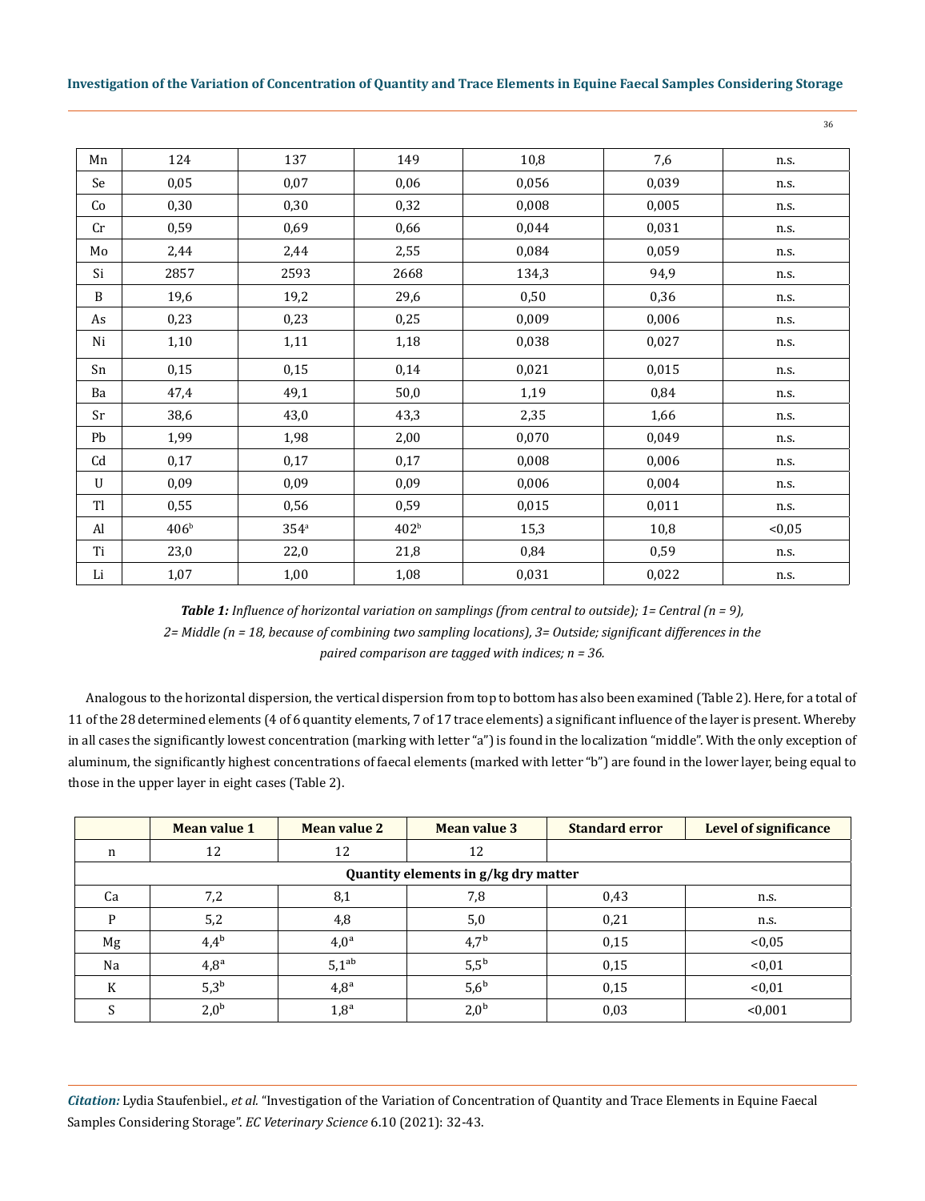| | | | | | |
|---|---|---|---|---|---|
| Mn | 124 | 137 | 149 | 10,8 | 7,6 | n.s. |
| Se | 0,05 | 0,07 | 0,06 | 0,056 | 0,039 | n.s. |
| Co | 0,30 | 0,30 | 0,32 | 0,008 | 0,005 | n.s. |
| Cr | 0,59 | 0,69 | 0,66 | 0,044 | 0,031 | n.s. |
| Mo | 2,44 | 2,44 | 2,55 | 0,084 | 0,059 | n.s. |
| Si | 2857 | 2593 | 2668 | 134,3 | 94,9 | n.s. |
| B | 19,6 | 19,2 | 29,6 | 0,50 | 0,36 | n.s. |
| As | 0,23 | 0,23 | 0,25 | 0,009 | 0,006 | n.s. |
| Ni | 1,10 | 1,11 | 1,18 | 0,038 | 0,027 | n.s. |
| Sn | 0,15 | 0,15 | 0,14 | 0,021 | 0,015 | n.s. |
| Ba | 47,4 | 49,1 | 50,0 | 1,19 | 0,84 | n.s. |
| Sr | 38,6 | 43,0 | 43,3 | 2,35 | 1,66 | n.s. |
| Pb | 1,99 | 1,98 | 2,00 | 0,070 | 0,049 | n.s. |
| Cd | 0,17 | 0,17 | 0,17 | 0,008 | 0,006 | n.s. |
| U | 0,09 | 0,09 | 0,09 | 0,006 | 0,004 | n.s. |
| Tl | 0,55 | 0,56 | 0,59 | 0,015 | 0,011 | n.s. |
| Al | $406^{b}$ | $354^{a}$ | $402^{b}$ | 15,3 | 10,8 | <0,05 |
| Ti | 23,0 | 22,0 | 21,8 | 0,84 | 0,59 | n.s. |
| Li | 1,07 | 1,00 | 1,08 | 0,031 | 0,022 | n.s. |

***Table 1:*** *Influence of horizontal variation on samplings (from central to outside); 1= Central (n = 9), 2= Middle (n = 18, because of combining two sampling locations), 3= Outside; significant differences in the paired comparison are tagged with indices; n = 36.*

Analogous to the horizontal dispersion, the vertical dispersion from top to bottom has also been examined (Table 2). Here, for a total of 11 of the 28 determined elements (4 of 6 quantity elements, 7 of 17 trace elements) a significant influence of the layer is present. Whereby in all cases the significantly lowest concentration (marking with letter "a") is found in the localization "middle". With the only exception of aluminum, the significantly highest concentrations of faecal elements (marked with letter "b") are found in the lower layer, being equal to those in the upper layer in eight cases (Table 2).

| | Mean value 1 | Mean value 2 | Mean value 3 | Standard error | Level of significance |
|---|---|---|---|---|---|
| n | 12 | 12 | 12 | | |
| **Quantity elements in g/kg dry matter** | | | | | |
| Ca | 7,2 | 8,1 | 7,8 | 0,43 | n.s. |
| P | 5,2 | 4,8 | 5,0 | 0,21 | n.s. |
| Mg | $4{,}4^{b}$ | $4{,}0^{a}$ | $4{,}7^{b}$ | 0,15 | <0,05 |
| Na | $4{,}8^{a}$ | $5{,}1^{ab}$ | $5{,}5^{b}$ | 0,15 | <0,01 |
| K | $5{,}3^{b}$ | $4{,}8^{a}$ | $5{,}6^{b}$ | 0,15 | <0,01 |
| S | $2{,}0^{b}$ | $1{,}8^{a}$ | $2{,}0^{b}$ | 0,03 | <0,001 |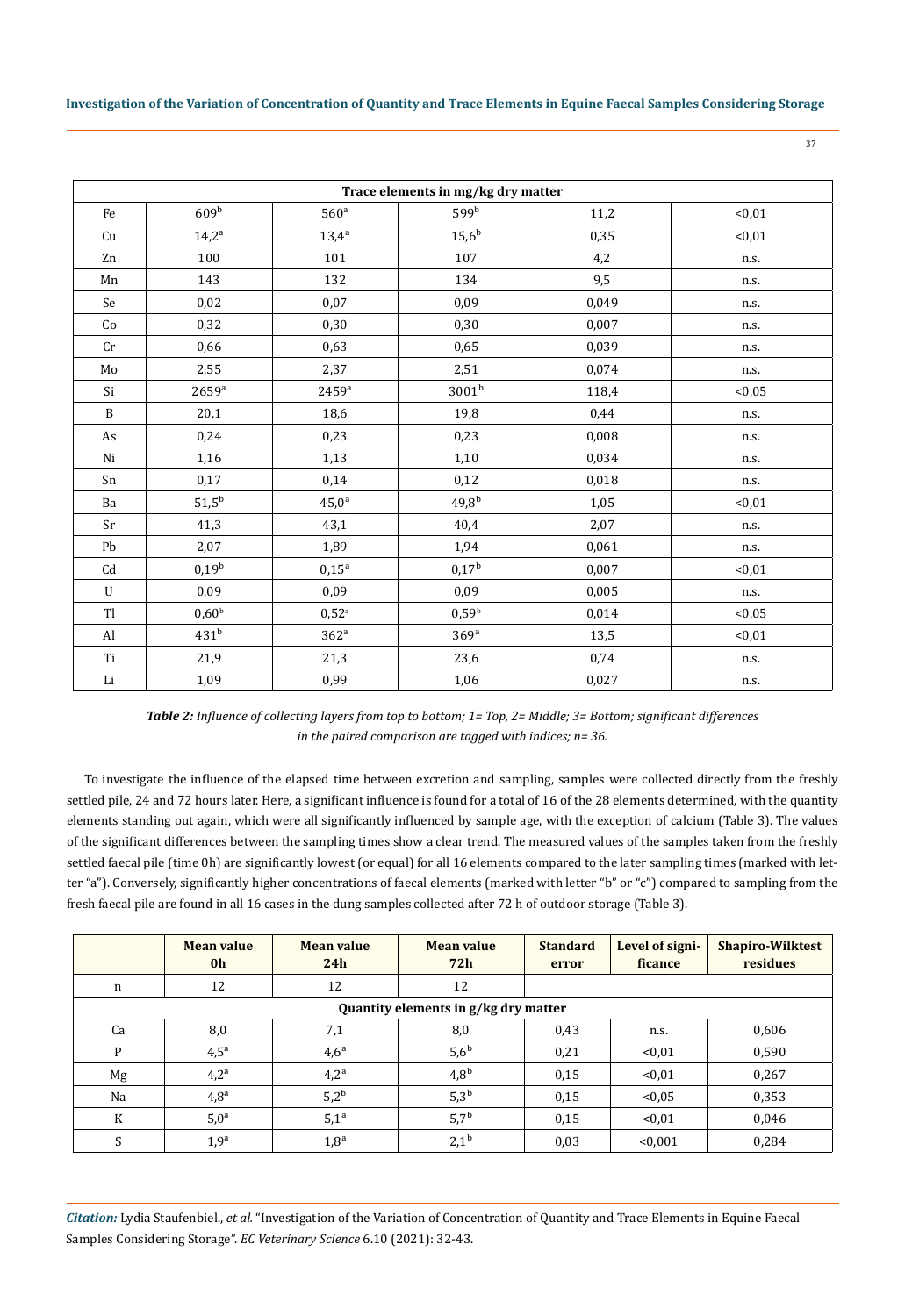| | | | | | |
|---|---|---|---|---|---|
| **Trace elements in mg/kg dry matter** | | | | | |
| Fe | 609[b] | 560[a] | 599[b] | 11,2 | <0,01 |
| Cu | 14,2[a] | 13,4[a] | 15,6[b] | 0,35 | <0,01 |
| Zn | 100 | 101 | 107 | 4,2 | n.s. |
| Mn | 143 | 132 | 134 | 9,5 | n.s. |
| Se | 0,02 | 0,07 | 0,09 | 0,049 | n.s. |
| Co | 0,32 | 0,30 | 0,30 | 0,007 | n.s. |
| Cr | 0,66 | 0,63 | 0,65 | 0,039 | n.s. |
| Mo | 2,55 | 2,37 | 2,51 | 0,074 | n.s. |
| Si | 2659[a] | 2459[a] | 3001[b] | 118,4 | <0,05 |
| B | 20,1 | 18,6 | 19,8 | 0,44 | n.s. |
| As | 0,24 | 0,23 | 0,23 | 0,008 | n.s. |
| Ni | 1,16 | 1,13 | 1,10 | 0,034 | n.s. |
| Sn | 0,17 | 0,14 | 0,12 | 0,018 | n.s. |
| Ba | 51,5[b] | 45,0[a] | 49,8[b] | 1,05 | <0,01 |
| Sr | 41,3 | 43,1 | 40,4 | 2,07 | n.s. |
| Pb | 2,07 | 1,89 | 1,94 | 0,061 | n.s. |
| Cd | 0,19[b] | 0,15[a] | 0,17[b] | 0,007 | <0,01 |
| U | 0,09 | 0,09 | 0,09 | 0,005 | n.s. |
| Tl | 0,60[b] | 0,52[a] | 0,59[b] | 0,014 | <0,05 |
| Al | 431[b] | 362[a] | 369[a] | 13,5 | <0,01 |
| Ti | 21,9 | 21,3 | 23,6 | 0,74 | n.s. |
| Li | 1,09 | 0,99 | 1,06 | 0,027 | n.s. |

***Table 2:** Influence of collecting layers from top to bottom; 1= Top, 2= Middle; 3= Bottom; significant differences in the paired comparison are tagged with indices; n= 36.*

To investigate the influence of the elapsed time between excretion and sampling, samples were collected directly from the freshly settled pile, 24 and 72 hours later. Here, a significant influence is found for a total of 16 of the 28 elements determined, with the quantity elements standing out again, which were all significantly influenced by sample age, with the exception of calcium (Table 3). The values of the significant differences between the sampling times show a clear trend. The measured values of the samples taken from the freshly settled faecal pile (time 0h) are significantly lowest (or equal) for all 16 elements compared to the later sampling times (marked with letter "a"). Conversely, significantly higher concentrations of faecal elements (marked with letter "b" or "c") compared to sampling from the fresh faecal pile are found in all 16 cases in the dung samples collected after 72 h of outdoor storage (Table 3).

| | Mean value 0h | Mean value 24h | Mean value 72h | Standard error | Level of significance | Shapiro-Wilktest residues |
|---|---|---|---|---|---|---|
| n | 12 | 12 | 12 | | | |
| **Quantity elements in g/kg dry matter** | | | | | | |
| Ca | 8,0 | 7,1 | 8,0 | 0,43 | n.s. | 0,606 |
| P | 4,5[a] | 4,6[a] | 5,6[b] | 0,21 | <0,01 | 0,590 |
| Mg | 4,2[a] | 4,2[a] | 4,8[b] | 0,15 | <0,01 | 0,267 |
| Na | 4,8[a] | 5,2[b] | 5,3[b] | 0,15 | <0,05 | 0,353 |
| K | 5,0[a] | 5,1[a] | 5,7[b] | 0,15 | <0,01 | 0,046 |
| S | 1,9[a] | 1,8[a] | 2,1[b] | 0,03 | <0,001 | 0,284 |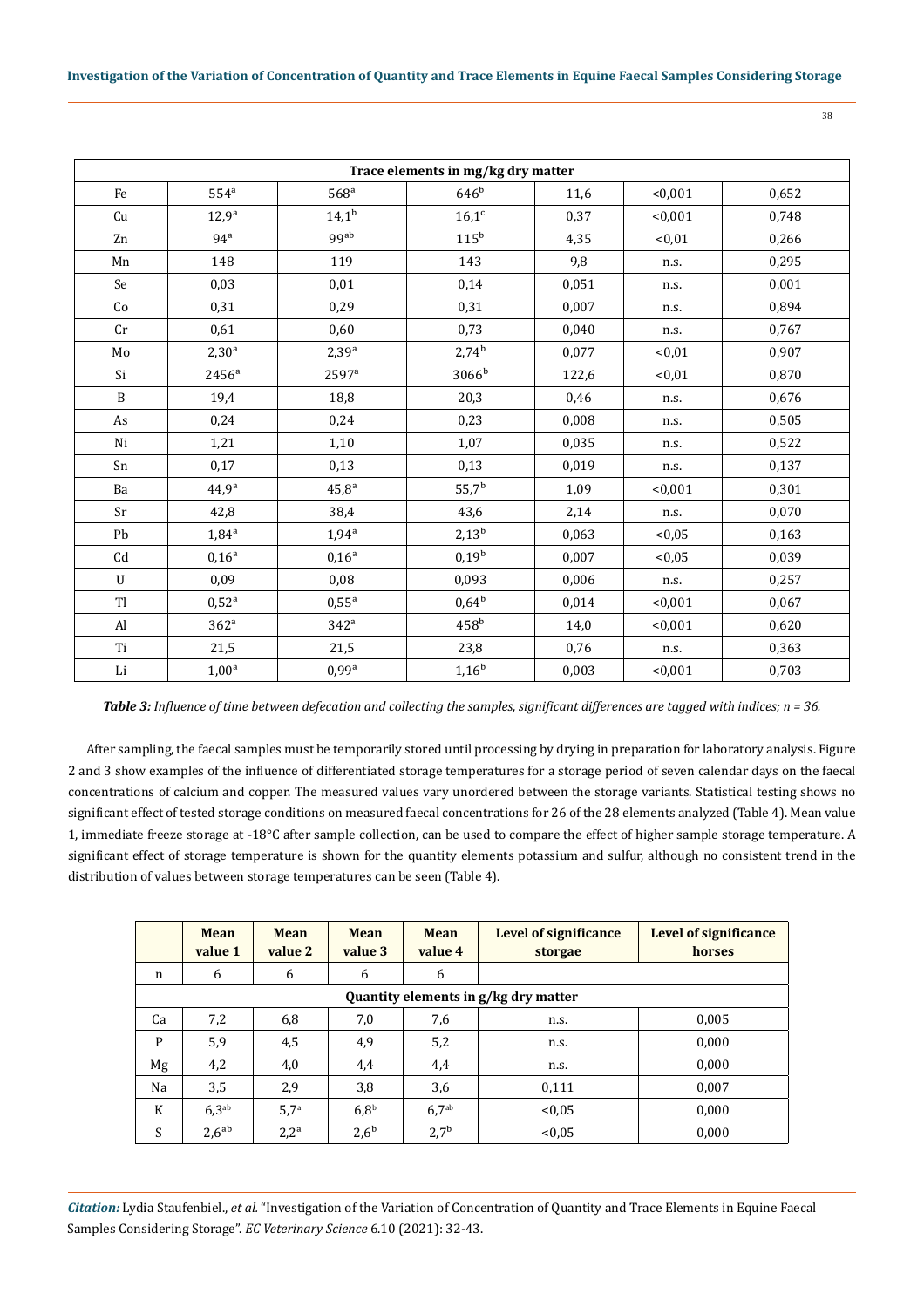| | | | | | | |
|---|---|---|---|---|---|---|
| **Trace elements in mg/kg dry matter** | | | | | | |
| Fe | 554[a] | 568[a] | 646[b] | 11,6 | <0,001 | 0,652 |
| Cu | 12,9[a] | 14,1[b] | 16,1[c] | 0,37 | <0,001 | 0,748 |
| Zn | 94[a] | 99[ab] | 115[b] | 4,35 | <0,01 | 0,266 |
| Mn | 148 | 119 | 143 | 9,8 | n.s. | 0,295 |
| Se | 0,03 | 0,01 | 0,14 | 0,051 | n.s. | 0,001 |
| Co | 0,31 | 0,29 | 0,31 | 0,007 | n.s. | 0,894 |
| Cr | 0,61 | 0,60 | 0,73 | 0,040 | n.s. | 0,767 |
| Mo | 2,30[a] | 2,39[a] | 2,74[b] | 0,077 | <0,01 | 0,907 |
| Si | 2456[a] | 2597[a] | 3066[b] | 122,6 | <0,01 | 0,870 |
| B | 19,4 | 18,8 | 20,3 | 0,46 | n.s. | 0,676 |
| As | 0,24 | 0,24 | 0,23 | 0,008 | n.s. | 0,505 |
| Ni | 1,21 | 1,10 | 1,07 | 0,035 | n.s. | 0,522 |
| Sn | 0,17 | 0,13 | 0,13 | 0,019 | n.s. | 0,137 |
| Ba | 44,9[a] | 45,8[a] | 55,7[b] | 1,09 | <0,001 | 0,301 |
| Sr | 42,8 | 38,4 | 43,6 | 2,14 | n.s. | 0,070 |
| Pb | 1,84[a] | 1,94[a] | 2,13[b] | 0,063 | <0,05 | 0,163 |
| Cd | 0,16[a] | 0,16[a] | 0,19[b] | 0,007 | <0,05 | 0,039 |
| U | 0,09 | 0,08 | 0,093 | 0,006 | n.s. | 0,257 |
| Tl | 0,52[a] | 0,55[a] | 0,64[b] | 0,014 | <0,001 | 0,067 |
| Al | 362[a] | 342[a] | 458[b] | 14,0 | <0,001 | 0,620 |
| Ti | 21,5 | 21,5 | 23,8 | 0,76 | n.s. | 0,363 |
| Li | 1,00[a] | 0,99[a] | 1,16[b] | 0,003 | <0,001 | 0,703 |

***Table 3:** Influence of time between defecation and collecting the samples, significant differences are tagged with indices; n = 36.*

After sampling, the faecal samples must be temporarily stored until processing by drying in preparation for laboratory analysis. Figure 2 and 3 show examples of the influence of differentiated storage temperatures for a storage period of seven calendar days on the faecal concentrations of calcium and copper. The measured values vary unordered between the storage variants. Statistical testing shows no significant effect of tested storage conditions on measured faecal concentrations for 26 of the 28 elements analyzed (Table 4). Mean value 1, immediate freeze storage at -18°C after sample collection, can be used to compare the effect of higher sample storage temperature. A significant effect of storage temperature is shown for the quantity elements potassium and sulfur, although no consistent trend in the distribution of values between storage temperatures can be seen (Table 4).

| | Mean value 1 | Mean value 2 | Mean value 3 | Mean value 4 | Level of significance storgae | Level of significance horses |
|---|---|---|---|---|---|---|
| n | 6 | 6 | 6 | 6 | | |
| **Quantity elements in g/kg dry matter** | | | | | | |
| Ca | 7,2 | 6,8 | 7,0 | 7,6 | n.s. | 0,005 |
| P | 5,9 | 4,5 | 4,9 | 5,2 | n.s. | 0,000 |
| Mg | 4,2 | 4,0 | 4,4 | 4,4 | n.s. | 0,000 |
| Na | 3,5 | 2,9 | 3,8 | 3,6 | 0,111 | 0,007 |
| K | 6,3[ab] | 5,7[a] | 6,8[b] | 6,7[ab] | <0,05 | 0,000 |
| S | 2,6[ab] | 2,2[a] | 2,6[b] | 2,7[b] | <0,05 | 0,000 |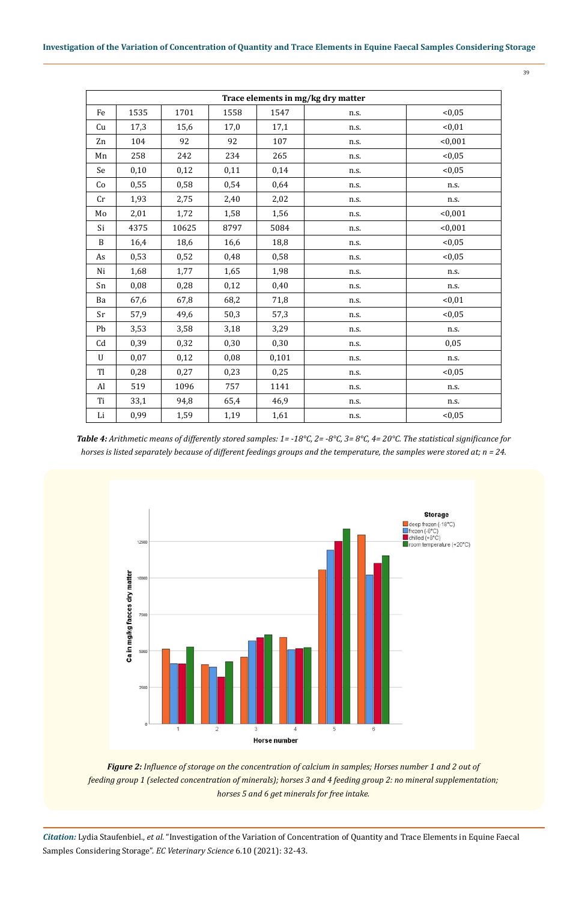| Trace elements in mg/kg dry matter | | | | | | |
|---|---|---|---|---|---|---|
| Fe | 1535 | 1701 | 1558 | 1547 | n.s. | <0,05 |
| Cu | 17,3 | 15,6 | 17,0 | 17,1 | n.s. | <0,01 |
| Zn | 104 | 92 | 92 | 107 | n.s. | <0,001 |
| Mn | 258 | 242 | 234 | 265 | n.s. | <0,05 |
| Se | 0,10 | 0,12 | 0,11 | 0,14 | n.s. | <0,05 |
| Co | 0,55 | 0,58 | 0,54 | 0,64 | n.s. | n.s. |
| Cr | 1,93 | 2,75 | 2,40 | 2,02 | n.s. | n.s. |
| Mo | 2,01 | 1,72 | 1,58 | 1,56 | n.s. | <0,001 |
| Si | 4375 | 10625 | 8797 | 5084 | n.s. | <0,001 |
| B | 16,4 | 18,6 | 16,6 | 18,8 | n.s. | <0,05 |
| As | 0,53 | 0,52 | 0,48 | 0,58 | n.s. | <0,05 |
| Ni | 1,68 | 1,77 | 1,65 | 1,98 | n.s. | n.s. |
| Sn | 0,08 | 0,28 | 0,12 | 0,40 | n.s. | n.s. |
| Ba | 67,6 | 67,8 | 68,2 | 71,8 | n.s. | <0,01 |
| Sr | 57,9 | 49,6 | 50,3 | 57,3 | n.s. | <0,05 |
| Pb | 3,53 | 3,58 | 3,18 | 3,29 | n.s. | n.s. |
| Cd | 0,39 | 0,32 | 0,30 | 0,30 | n.s. | 0,05 |
| U | 0,07 | 0,12 | 0,08 | 0,101 | n.s. | n.s. |
| Tl | 0,28 | 0,27 | 0,23 | 0,25 | n.s. | <0,05 |
| Al | 519 | 1096 | 757 | 1141 | n.s. | n.s. |
| Ti | 33,1 | 94,8 | 65,4 | 46,9 | n.s. | n.s. |
| Li | 0,99 | 1,59 | 1,19 | 1,61 | n.s. | <0,05 |

***Table 4:*** *Arithmetic means of differently stored samples: 1= -18°C, 2= -8°C, 3= 8°C, 4= 20°C. The statistical significance for horses is listed separately because of different feedings groups and the temperature, the samples were stored at; n = 24.*

***Figure 2:*** *Influence of storage on the concentration of calcium in samples; Horses number 1 and 2 out of feeding group 1 (selected concentration of minerals); horses 3 and 4 feeding group 2: no mineral supplementation; horses 5 and 6 get minerals for free intake.*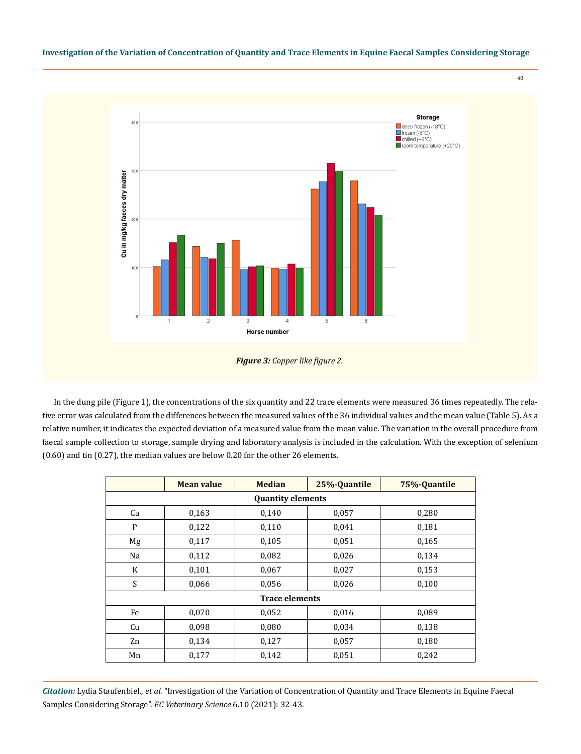Figure 3: *Copper like figure 2.*

In the dung pile (Figure 1), the concentrations of the six quantity and 22 trace elements were measured 36 times repeatedly. The relative error was calculated from the differences between the measured values of the 36 individual values and the mean value (Table 5). As a relative number, it indicates the expected deviation of a measured value from the mean value. The variation in the overall procedure from faecal sample collection to storage, sample drying and laboratory analysis is included in the calculation. With the exception of selenium (0.60) and tin (0.27), the median values are below 0.20 for the other 26 elements.

| | Mean value | Median | 25%-Quantile | 75%-Quantile |
|---|---|---|---|---|
| **Quantity elements** | | | | |
| Ca | 0,163 | 0,140 | 0,057 | 0,280 |
| P | 0,122 | 0,110 | 0,041 | 0,181 |
| Mg | 0,117 | 0,105 | 0,051 | 0,165 |
| Na | 0,112 | 0,082 | 0,026 | 0,134 |
| K | 0,101 | 0,067 | 0,027 | 0,153 |
| S | 0,066 | 0,056 | 0,026 | 0,100 |
| **Trace elements** | | | | |
| Fe | 0,070 | 0,052 | 0,016 | 0,089 |
| Cu | 0,098 | 0,080 | 0,034 | 0,138 |
| Zn | 0,134 | 0,127 | 0,057 | 0,180 |
| Mn | 0,177 | 0,142 | 0,051 | 0,242 |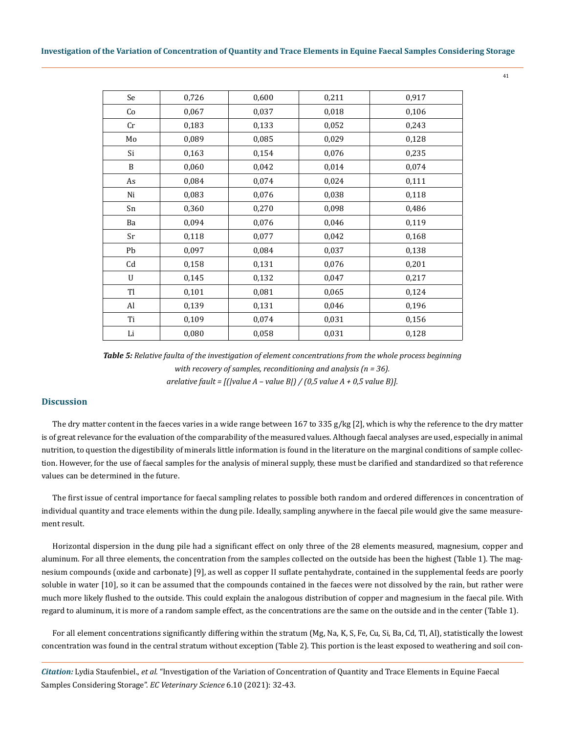| Se | 0,726 | 0,600 | 0,211 | 0,917 |
|---|---|---|---|---|
| Co | 0,067 | 0,037 | 0,018 | 0,106 |
| Cr | 0,183 | 0,133 | 0,052 | 0,243 |
| Mo | 0,089 | 0,085 | 0,029 | 0,128 |
| Si | 0,163 | 0,154 | 0,076 | 0,235 |
| B | 0,060 | 0,042 | 0,014 | 0,074 |
| As | 0,084 | 0,074 | 0,024 | 0,111 |
| Ni | 0,083 | 0,076 | 0,038 | 0,118 |
| Sn | 0,360 | 0,270 | 0,098 | 0,486 |
| Ba | 0,094 | 0,076 | 0,046 | 0,119 |
| Sr | 0,118 | 0,077 | 0,042 | 0,168 |
| Pb | 0,097 | 0,084 | 0,037 | 0,138 |
| Cd | 0,158 | 0,131 | 0,076 | 0,201 |
| U | 0,145 | 0,132 | 0,047 | 0,217 |
| Tl | 0,101 | 0,081 | 0,065 | 0,124 |
| Al | 0,139 | 0,131 | 0,046 | 0,196 |
| Ti | 0,109 | 0,074 | 0,031 | 0,156 |
| Li | 0,080 | 0,058 | 0,031 | 0,128 |

***Table 5:*** *Relative faulta of the investigation of element concentrations from the whole process beginning with recovery of samples, reconditioning and analysis (n = 36).*
*arelative fault = [(|value A – value B|) / (0,5 value A + 0,5 value B)].*

## Discussion

The dry matter content in the faeces varies in a wide range between 167 to 335 g/kg [2], which is why the reference to the dry matter is of great relevance for the evaluation of the comparability of the measured values. Although faecal analyses are used, especially in animal nutrition, to question the digestibility of minerals little information is found in the literature on the marginal conditions of sample collection. However, for the use of faecal samples for the analysis of mineral supply, these must be clarified and standardized so that reference values can be determined in the future.

The first issue of central importance for faecal sampling relates to possible both random and ordered differences in concentration of individual quantity and trace elements within the dung pile. Ideally, sampling anywhere in the faecal pile would give the same measurement result.

Horizontal dispersion in the dung pile had a significant effect on only three of the 28 elements measured, magnesium, copper and aluminum. For all three elements, the concentration from the samples collected on the outside has been the highest (Table 1). The magnesium compounds (oxide and carbonate) [9], as well as copper II suflate pentahydrate, contained in the supplemental feeds are poorly soluble in water [10], so it can be assumed that the compounds contained in the faeces were not dissolved by the rain, but rather were much more likely flushed to the outside. This could explain the analogous distribution of copper and magnesium in the faecal pile. With regard to aluminum, it is more of a random sample effect, as the concentrations are the same on the outside and in the center (Table 1).

For all element concentrations significantly differing within the stratum (Mg, Na, K, S, Fe, Cu, Si, Ba, Cd, Tl, Al), statistically the lowest concentration was found in the central stratum without exception (Table 2). This portion is the least exposed to weathering and soil con-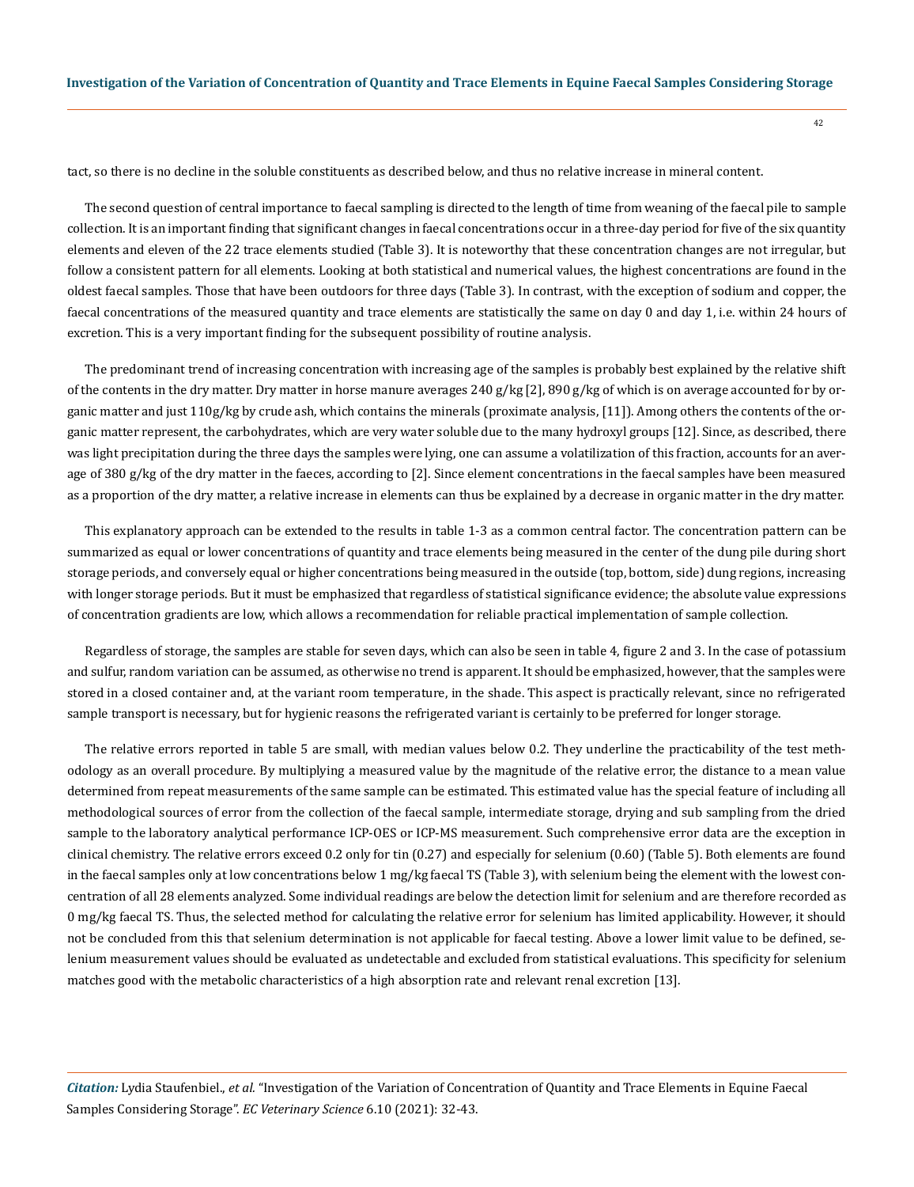tact, so there is no decline in the soluble constituents as described below, and thus no relative increase in mineral content.

The second question of central importance to faecal sampling is directed to the length of time from weaning of the faecal pile to sample collection. It is an important finding that significant changes in faecal concentrations occur in a three-day period for five of the six quantity elements and eleven of the 22 trace elements studied (Table 3). It is noteworthy that these concentration changes are not irregular, but follow a consistent pattern for all elements. Looking at both statistical and numerical values, the highest concentrations are found in the oldest faecal samples. Those that have been outdoors for three days (Table 3). In contrast, with the exception of sodium and copper, the faecal concentrations of the measured quantity and trace elements are statistically the same on day 0 and day 1, i.e. within 24 hours of excretion. This is a very important finding for the subsequent possibility of routine analysis.

The predominant trend of increasing concentration with increasing age of the samples is probably best explained by the relative shift of the contents in the dry matter. Dry matter in horse manure averages 240 g/kg [2], 890 g/kg of which is on average accounted for by organic matter and just 110g/kg by crude ash, which contains the minerals (proximate analysis, [11]). Among others the contents of the organic matter represent, the carbohydrates, which are very water soluble due to the many hydroxyl groups [12]. Since, as described, there was light precipitation during the three days the samples were lying, one can assume a volatilization of this fraction, accounts for an average of 380 g/kg of the dry matter in the faeces, according to [2]. Since element concentrations in the faecal samples have been measured as a proportion of the dry matter, a relative increase in elements can thus be explained by a decrease in organic matter in the dry matter.

This explanatory approach can be extended to the results in table 1-3 as a common central factor. The concentration pattern can be summarized as equal or lower concentrations of quantity and trace elements being measured in the center of the dung pile during short storage periods, and conversely equal or higher concentrations being measured in the outside (top, bottom, side) dung regions, increasing with longer storage periods. But it must be emphasized that regardless of statistical significance evidence; the absolute value expressions of concentration gradients are low, which allows a recommendation for reliable practical implementation of sample collection.

Regardless of storage, the samples are stable for seven days, which can also be seen in table 4, figure 2 and 3. In the case of potassium and sulfur, random variation can be assumed, as otherwise no trend is apparent. It should be emphasized, however, that the samples were stored in a closed container and, at the variant room temperature, in the shade. This aspect is practically relevant, since no refrigerated sample transport is necessary, but for hygienic reasons the refrigerated variant is certainly to be preferred for longer storage.

The relative errors reported in table 5 are small, with median values below 0.2. They underline the practicability of the test methodology as an overall procedure. By multiplying a measured value by the magnitude of the relative error, the distance to a mean value determined from repeat measurements of the same sample can be estimated. This estimated value has the special feature of including all methodological sources of error from the collection of the faecal sample, intermediate storage, drying and sub sampling from the dried sample to the laboratory analytical performance ICP-OES or ICP-MS measurement. Such comprehensive error data are the exception in clinical chemistry. The relative errors exceed 0.2 only for tin (0.27) and especially for selenium (0.60) (Table 5). Both elements are found in the faecal samples only at low concentrations below 1 mg/kg faecal TS (Table 3), with selenium being the element with the lowest concentration of all 28 elements analyzed. Some individual readings are below the detection limit for selenium and are therefore recorded as 0 mg/kg faecal TS. Thus, the selected method for calculating the relative error for selenium has limited applicability. However, it should not be concluded from this that selenium determination is not applicable for faecal testing. Above a lower limit value to be defined, selenium measurement values should be evaluated as undetectable and excluded from statistical evaluations. This specificity for selenium matches good with the metabolic characteristics of a high absorption rate and relevant renal excretion [13].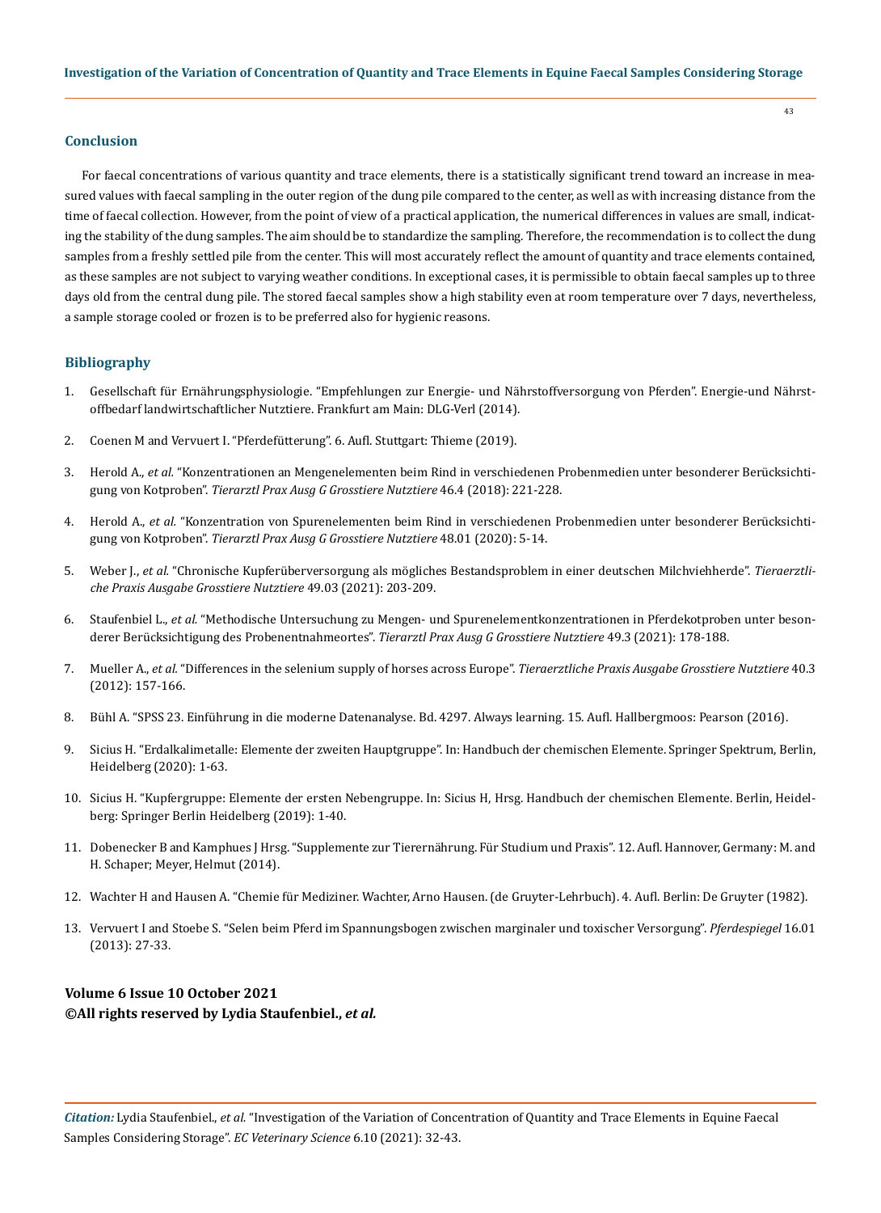## Conclusion

For faecal concentrations of various quantity and trace elements, there is a statistically significant trend toward an increase in measured values with faecal sampling in the outer region of the dung pile compared to the center, as well as with increasing distance from the time of faecal collection. However, from the point of view of a practical application, the numerical differences in values are small, indicating the stability of the dung samples. The aim should be to standardize the sampling. Therefore, the recommendation is to collect the dung samples from a freshly settled pile from the center. This will most accurately reflect the amount of quantity and trace elements contained, as these samples are not subject to varying weather conditions. In exceptional cases, it is permissible to obtain faecal samples up to three days old from the central dung pile. The stored faecal samples show a high stability even at room temperature over 7 days, nevertheless, a sample storage cooled or frozen is to be preferred also for hygienic reasons.

## Bibliography

1. Gesellschaft für Ernährungsphysiologie. "Empfehlungen zur Energie- und Nährstoffversorgung von Pferden". Energie-und Nährstoffbedarf landwirtschaftlicher Nutztiere. Frankfurt am Main: DLG-Verl (2014).
2. Coenen M and Vervuert I. "Pferdefütterung". 6. Aufl. Stuttgart: Thieme (2019).
3. Herold A., *et al.* "Konzentrationen an Mengenelementen beim Rind in verschiedenen Probenmedien unter besonderer Berücksichtigung von Kotproben". *Tierarztl Prax Ausg G Grosstiere Nutztiere* 46.4 (2018): 221-228.
4. Herold A., *et al.* "Konzentration von Spurenelementen beim Rind in verschiedenen Probenmedien unter besonderer Berücksichtigung von Kotproben". *Tierarztl Prax Ausg G Grosstiere Nutztiere* 48.01 (2020): 5-14.
5. Weber J., *et al.* "Chronische Kupferüberversorgung als mögliches Bestandsproblem in einer deutschen Milchviehherde". *Tieraerztliche Praxis Ausgabe Grosstiere Nutztiere* 49.03 (2021): 203-209.
6. Staufenbiel L., *et al.* "Methodische Untersuchung zu Mengen- und Spurenelementkonzentrationen in Pferdekotproben unter besonderer Berücksichtigung des Probenentnahmeortes". *Tierarztl Prax Ausg G Grosstiere Nutztiere* 49.3 (2021): 178-188.
7. Mueller A., *et al.* "Differences in the selenium supply of horses across Europe". *Tieraerztliche Praxis Ausgabe Grosstiere Nutztiere* 40.3 (2012): 157-166.
8. Bühl A. "SPSS 23. Einführung in die moderne Datenanalyse. Bd. 4297. Always learning. 15. Aufl. Hallbergmoos: Pearson (2016).
9. Sicius H. "Erdalkalimetalle: Elemente der zweiten Hauptgruppe". In: Handbuch der chemischen Elemente. Springer Spektrum, Berlin, Heidelberg (2020): 1-63.
10. Sicius H. "Kupfergruppe: Elemente der ersten Nebengruppe. In: Sicius H, Hrsg. Handbuch der chemischen Elemente. Berlin, Heidelberg: Springer Berlin Heidelberg (2019): 1-40.
11. Dobenecker B and Kamphues J Hrsg. "Supplemente zur Tierernährung. Für Studium und Praxis". 12. Aufl. Hannover, Germany: M. and H. Schaper; Meyer, Helmut (2014).
12. Wachter H and Hausen A. "Chemie für Mediziner. Wachter, Arno Hausen. (de Gruyter-Lehrbuch). 4. Aufl. Berlin: De Gruyter (1982).
13. Vervuert I and Stoebe S. "Selen beim Pferd im Spannungsbogen zwischen marginaler und toxischer Versorgung". *Pferdespiegel* 16.01 (2013): 27-33.

**Volume 6 Issue 10 October 2021**
**©All rights reserved by Lydia Staufenbiel., *et al.***